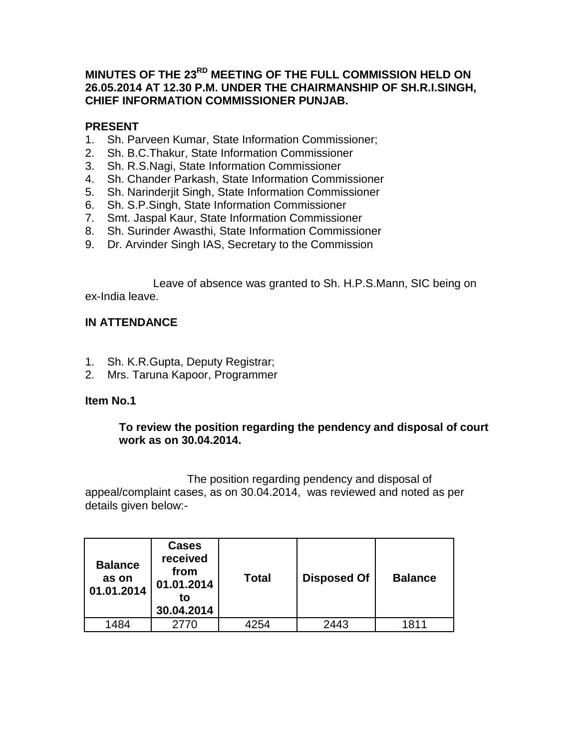**MINUTES OF THE 23RD MEETING OF THE FULL COMMISSION HELD ON 26.05.2014 AT 12.30 P.M. UNDER THE CHAIRMANSHIP OF SH.R.I.SINGH, CHIEF INFORMATION COMMISSIONER PUNJAB.**

**PRESENT**

1. Sh. Parveen Kumar, State Information Commissioner;
2. Sh. B.C.Thakur, State Information Commissioner
3. Sh. R.S.Nagi, State Information Commissioner
4. Sh. Chander Parkash, State Information Commissioner
5. Sh. Narinderjit Singh, State Information Commissioner
6. Sh. S.P.Singh, State Information Commissioner
7. Smt. Jaspal Kaur, State Information Commissioner
8. Sh. Surinder Awasthi, State Information Commissioner
9. Dr. Arvinder Singh IAS, Secretary to the Commission

Leave of absence was granted to Sh. H.P.S.Mann, SIC being on ex-India leave.

**IN ATTENDANCE**

1. Sh. K.R.Gupta, Deputy Registrar;
2. Mrs. Taruna Kapoor, Programmer

**Item No.1**

**To review the position regarding the pendency and disposal of court work as on 30.04.2014.**

The position regarding pendency and disposal of appeal/complaint cases, as on 30.04.2014, was reviewed and noted as per details given below:-

| Balance as on 01.01.2014 | Cases received from 01.01.2014 to 30.04.2014 | Total | Disposed Of | Balance |
|---|---|---|---|---|
| 1484 | 2770 | 4254 | 2443 | 1811 |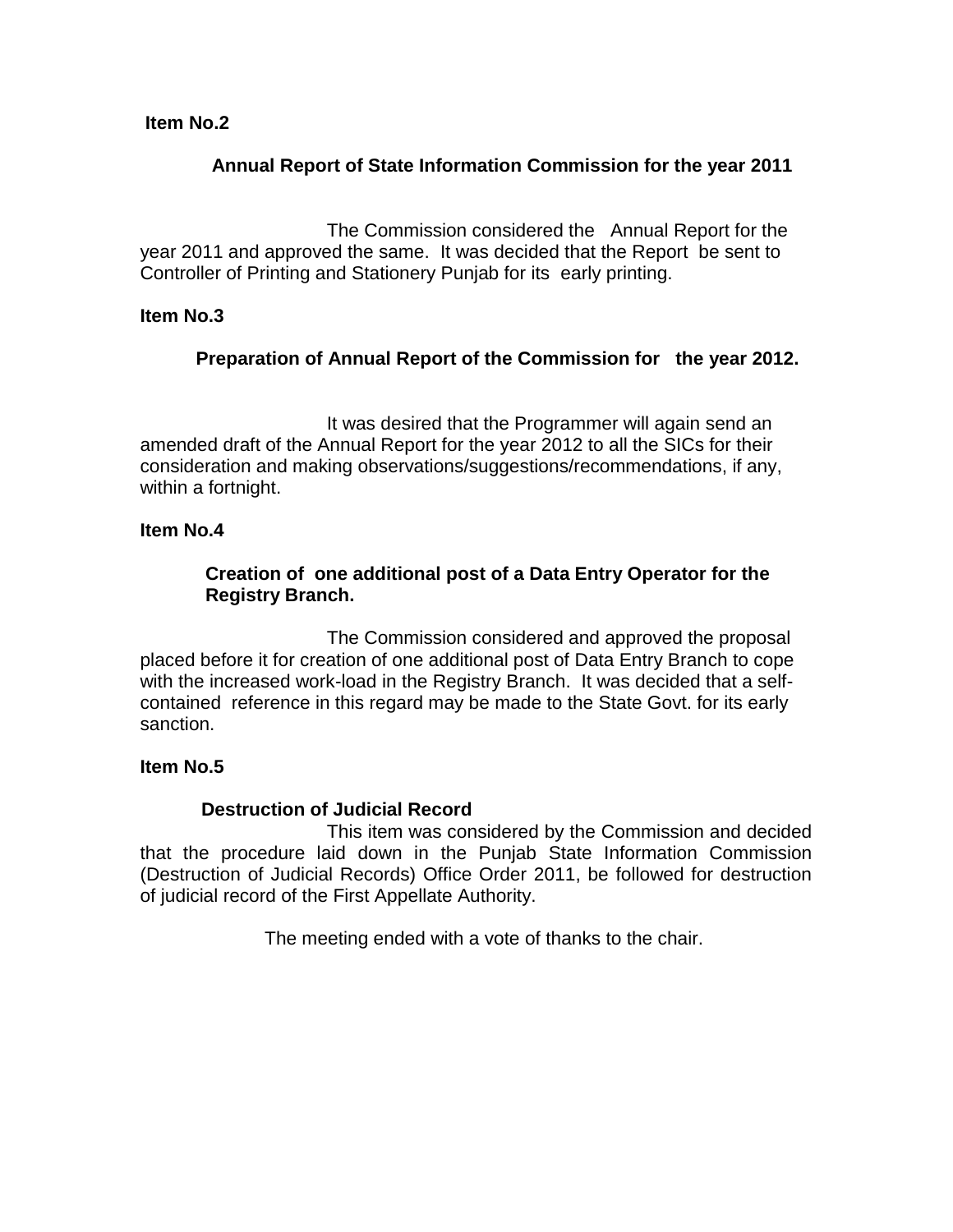**Item No.2**

**Annual Report of State Information Commission for the year 2011**

The Commission considered the Annual Report for the year 2011 and approved the same. It was decided that the Report be sent to Controller of Printing and Stationery Punjab for its early printing.

**Item No.3**

**Preparation of Annual Report of the Commission for the year 2012.**

It was desired that the Programmer will again send an amended draft of the Annual Report for the year 2012 to all the SICs for their consideration and making observations/suggestions/recommendations, if any, within a fortnight.

**Item No.4**

**Creation of one additional post of a Data Entry Operator for the Registry Branch.**

The Commission considered and approved the proposal placed before it for creation of one additional post of Data Entry Branch to cope with the increased work-load in the Registry Branch. It was decided that a self-contained reference in this regard may be made to the State Govt. for its early sanction.

**Item No.5**

**Destruction of Judicial Record**

This item was considered by the Commission and decided that the procedure laid down in the Punjab State Information Commission (Destruction of Judicial Records) Office Order 2011, be followed for destruction of judicial record of the First Appellate Authority.

The meeting ended with a vote of thanks to the chair.